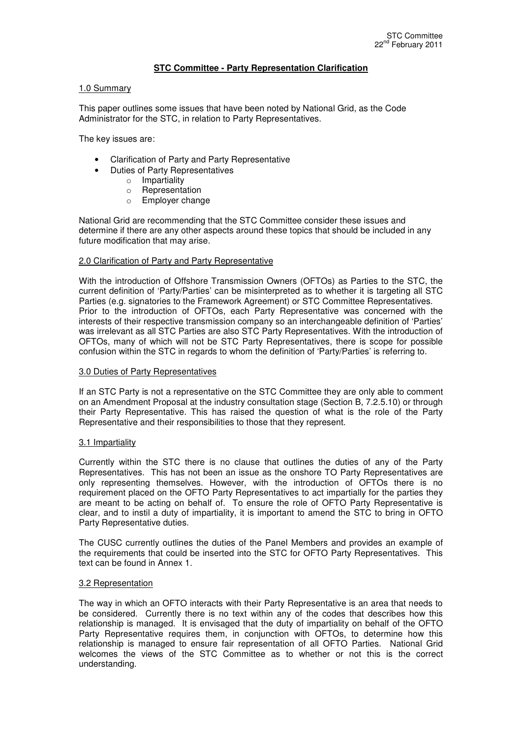STC Committee
22[nd] February 2011

# STC Committee - Party Representation Clarification

## 1.0 Summary

This paper outlines some issues that have been noted by National Grid, as the Code Administrator for the STC, in relation to Party Representatives.

The key issues are:

- Clarification of Party and Party Representative
- Duties of Party Representatives
  - Impartiality
  - Representation
  - Employer change

National Grid are recommending that the STC Committee consider these issues and determine if there are any other aspects around these topics that should be included in any future modification that may arise.

## 2.0 Clarification of Party and Party Representative

With the introduction of Offshore Transmission Owners (OFTOs) as Parties to the STC, the current definition of 'Party/Parties' can be misinterpreted as to whether it is targeting all STC Parties (e.g. signatories to the Framework Agreement) or STC Committee Representatives. Prior to the introduction of OFTOs, each Party Representative was concerned with the interests of their respective transmission company so an interchangeable definition of 'Parties' was irrelevant as all STC Parties are also STC Party Representatives. With the introduction of OFTOs, many of which will not be STC Party Representatives, there is scope for possible confusion within the STC in regards to whom the definition of 'Party/Parties' is referring to.

## 3.0 Duties of Party Representatives

If an STC Party is not a representative on the STC Committee they are only able to comment on an Amendment Proposal at the industry consultation stage (Section B, 7.2.5.10) or through their Party Representative. This has raised the question of what is the role of the Party Representative and their responsibilities to those that they represent.

### 3.1 Impartiality

Currently within the STC there is no clause that outlines the duties of any of the Party Representatives. This has not been an issue as the onshore TO Party Representatives are only representing themselves. However, with the introduction of OFTOs there is no requirement placed on the OFTO Party Representatives to act impartially for the parties they are meant to be acting on behalf of. To ensure the role of OFTO Party Representative is clear, and to instil a duty of impartiality, it is important to amend the STC to bring in OFTO Party Representative duties.

The CUSC currently outlines the duties of the Panel Members and provides an example of the requirements that could be inserted into the STC for OFTO Party Representatives. This text can be found in Annex 1.

### 3.2 Representation

The way in which an OFTO interacts with their Party Representative is an area that needs to be considered. Currently there is no text within any of the codes that describes how this relationship is managed. It is envisaged that the duty of impartiality on behalf of the OFTO Party Representative requires them, in conjunction with OFTOs, to determine how this relationship is managed to ensure fair representation of all OFTO Parties. National Grid welcomes the views of the STC Committee as to whether or not this is the correct understanding.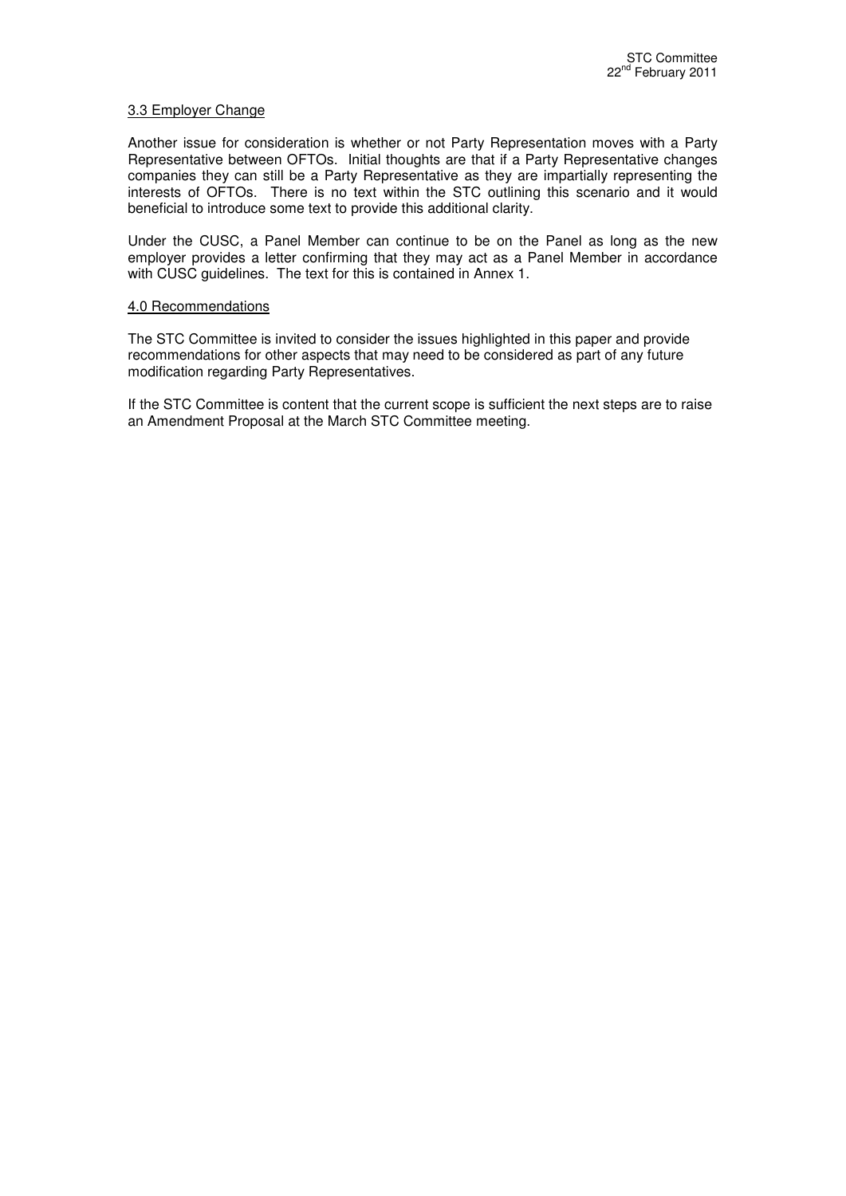### 3.3 Employer Change

Another issue for consideration is whether or not Party Representation moves with a Party Representative between OFTOs. Initial thoughts are that if a Party Representative changes companies they can still be a Party Representative as they are impartially representing the interests of OFTOs. There is no text within the STC outlining this scenario and it would beneficial to introduce some text to provide this additional clarity.

Under the CUSC, a Panel Member can continue to be on the Panel as long as the new employer provides a letter confirming that they may act as a Panel Member in accordance with CUSC guidelines. The text for this is contained in Annex 1.

## 4.0 Recommendations

The STC Committee is invited to consider the issues highlighted in this paper and provide recommendations for other aspects that may need to be considered as part of any future modification regarding Party Representatives.

If the STC Committee is content that the current scope is sufficient the next steps are to raise an Amendment Proposal at the March STC Committee meeting.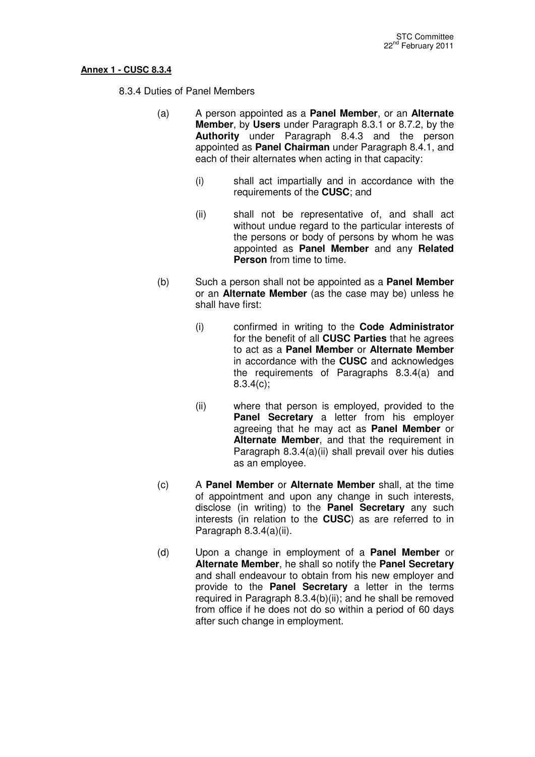**Annex 1 - CUSC 8.3.4**

8.3.4 Duties of Panel Members

(a) A person appointed as a **Panel Member**, or an **Alternate Member**, by **Users** under Paragraph 8.3.1 or 8.7.2, by the **Authority** under Paragraph 8.4.3 and the person appointed as **Panel Chairman** under Paragraph 8.4.1, and each of their alternates when acting in that capacity:

  (i) shall act impartially and in accordance with the requirements of the **CUSC**; and

  (ii) shall not be representative of, and shall act without undue regard to the particular interests of the persons or body of persons by whom he was appointed as **Panel Member** and any **Related Person** from time to time.

(b) Such a person shall not be appointed as a **Panel Member** or an **Alternate Member** (as the case may be) unless he shall have first:

  (i) confirmed in writing to the **Code Administrator** for the benefit of all **CUSC Parties** that he agrees to act as a **Panel Member** or **Alternate Member** in accordance with the **CUSC** and acknowledges the requirements of Paragraphs 8.3.4(a) and 8.3.4(c);

  (ii) where that person is employed, provided to the **Panel Secretary** a letter from his employer agreeing that he may act as **Panel Member** or **Alternate Member**, and that the requirement in Paragraph 8.3.4(a)(ii) shall prevail over his duties as an employee.

(c) A **Panel Member** or **Alternate Member** shall, at the time of appointment and upon any change in such interests, disclose (in writing) to the **Panel Secretary** any such interests (in relation to the **CUSC**) as are referred to in Paragraph 8.3.4(a)(ii).

(d) Upon a change in employment of a **Panel Member** or **Alternate Member**, he shall so notify the **Panel Secretary** and shall endeavour to obtain from his new employer and provide to the **Panel Secretary** a letter in the terms required in Paragraph 8.3.4(b)(ii); and he shall be removed from office if he does not do so within a period of 60 days after such change in employment.